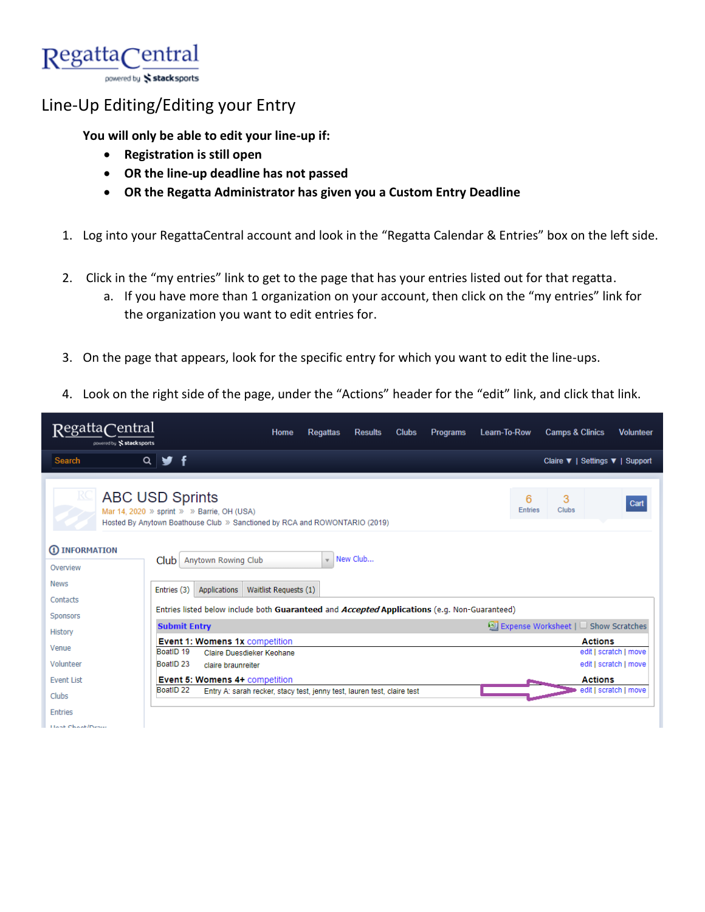# RegattaCentral

powered by stacksports

## Line-Up Editing/Editing your Entry

**You will only be able to edit your line-up if:**

- **Registration is still open**
- **OR the line-up deadline has not passed**
- **OR the Regatta Administrator has given you a Custom Entry Deadline**

1. Log into your RegattaCentral account and look in the "Regatta Calendar & Entries" box on the left side.

2. Click in the "my entries" link to get to the page that has your entries listed out for that regatta.
   a. If you have more than 1 organization on your account, then click on the "my entries" link for the organization you want to edit entries for.

3. On the page that appears, look for the specific entry for which you want to edit the line-ups.

4. Look on the right side of the page, under the "Actions" header for the "edit" link, and click that link.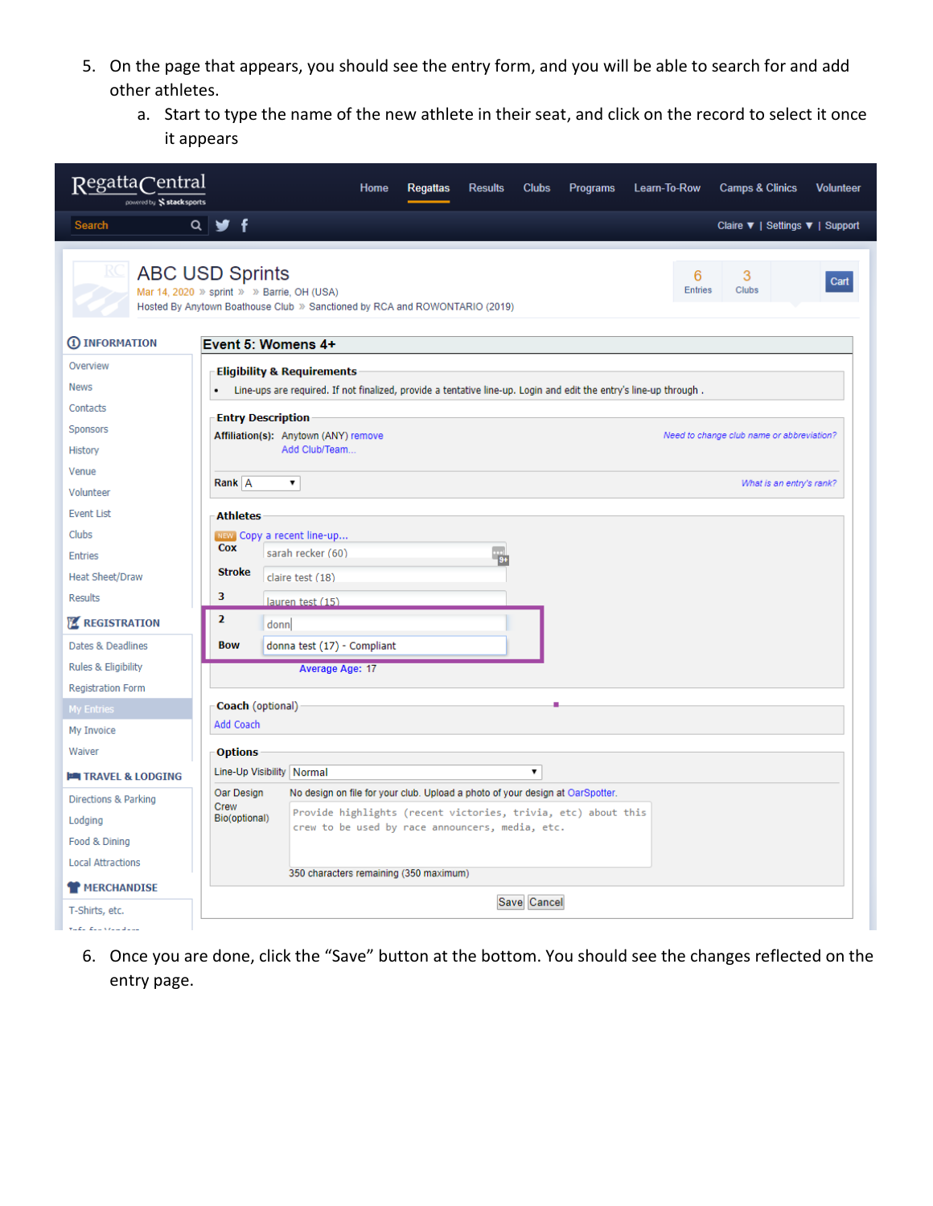5. On the page that appears, you should see the entry form, and you will be able to search for and add other athletes.
    a. Start to type the name of the new athlete in their seat, and click on the record to select it once it appears

6. Once you are done, click the "Save" button at the bottom. You should see the changes reflected on the entry page.